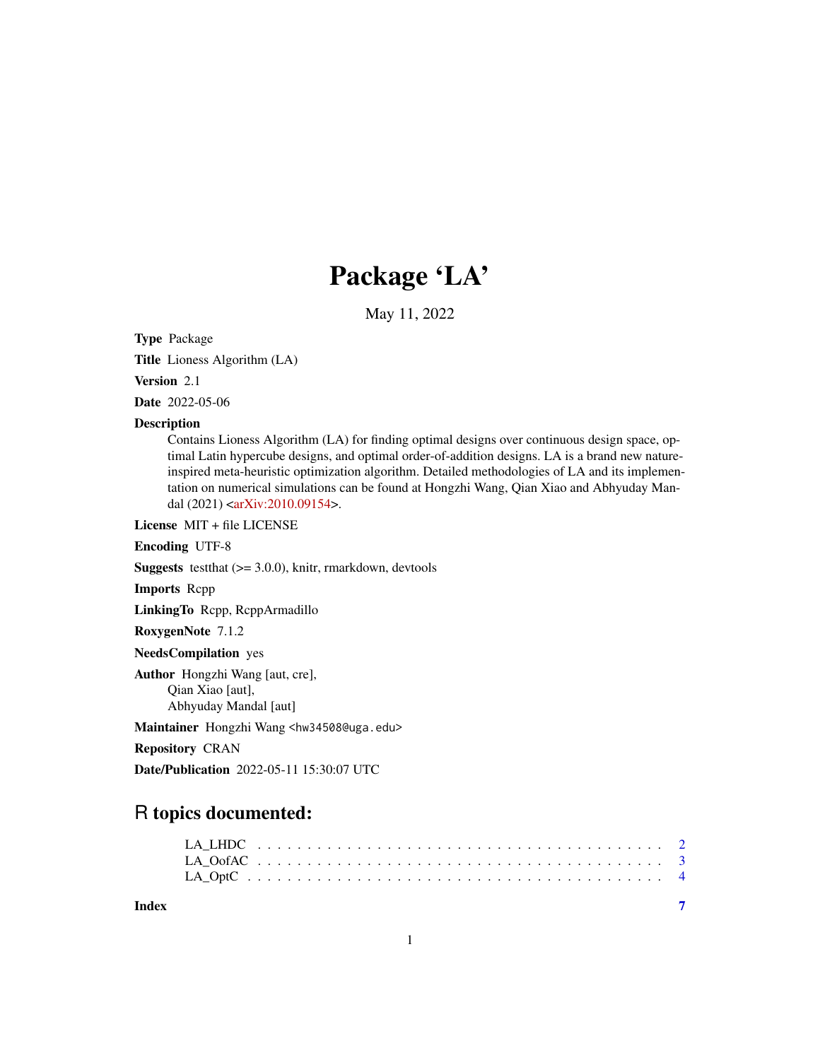# Package 'LA'

May 11, 2022

**Type** Package

**Title** Lioness Algorithm (LA)

**Version** 2.1

**Date** 2022-05-06

**Description**
Contains Lioness Algorithm (LA) for finding optimal designs over continuous design space, optimal Latin hypercube designs, and optimal order-of-addition designs. LA is a brand new nature-inspired meta-heuristic optimization algorithm. Detailed methodologies of LA and its implementation on numerical simulations can be found at Hongzhi Wang, Qian Xiao and Abhyuday Mandal (2021) <arXiv:2010.09154>.

**License** MIT + file LICENSE

**Encoding** UTF-8

**Suggests** testthat (>= 3.0.0), knitr, rmarkdown, devtools

**Imports** Rcpp

**LinkingTo** Rcpp, RcppArmadillo

**RoxygenNote** 7.1.2

**NeedsCompilation** yes

**Author** Hongzhi Wang [aut, cre],
Qian Xiao [aut],
Abhyuday Mandal [aut]

**Maintainer** Hongzhi Wang <hw34508@uga.edu>

**Repository** CRAN

**Date/Publication** 2022-05-11 15:30:07 UTC

## R topics documented:

- LA_LHDC . . . . . . . . . . . . . . . . . . . . . . . . . . . . . . . . . . . . . . 2
- LA_OofAC . . . . . . . . . . . . . . . . . . . . . . . . . . . . . . . . . . . . . 3
- LA_OptC . . . . . . . . . . . . . . . . . . . . . . . . . . . . . . . . . . . . . . 4

**Index** 7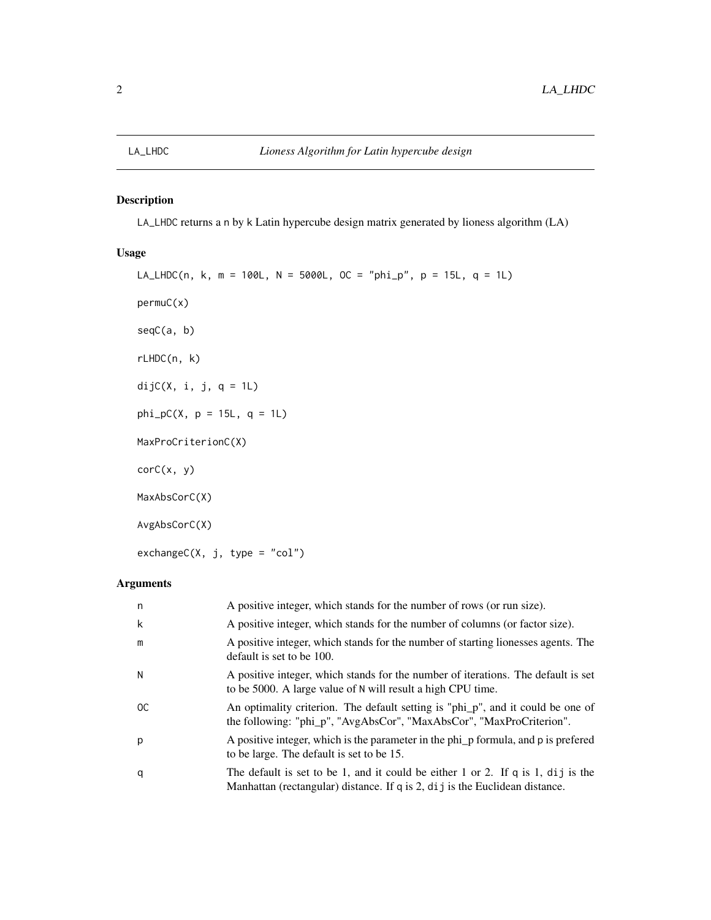# LA_LHDC — *Lioness Algorithm for Latin hypercube design*

## Description

LA_LHDC returns a n by k Latin hypercube design matrix generated by lioness algorithm (LA)

## Usage

```
LA_LHDC(n, k, m = 100L, N = 5000L, OC = "phi_p", p = 15L, q = 1L)

permuC(x)

seqC(a, b)

rLHDC(n, k)

dijC(X, i, j, q = 1L)

phi_pC(X, p = 15L, q = 1L)

MaxProCriterionC(X)

corC(x, y)

MaxAbsCorC(X)

AvgAbsCorC(X)

exchangeC(X, j, type = "col")
```

## Arguments

| Argument | Description |
|---|---|
| n | A positive integer, which stands for the number of rows (or run size). |
| k | A positive integer, which stands for the number of columns (or factor size). |
| m | A positive integer, which stands for the number of starting lionesses agents. The default is set to be 100. |
| N | A positive integer, which stands for the number of iterations. The default is set to be 5000. A large value of N will result a high CPU time. |
| OC | An optimality criterion. The default setting is "phi_p", and it could be one of the following: "phi_p", "AvgAbsCor", "MaxAbsCor", "MaxProCriterion". |
| p | A positive integer, which is the parameter in the phi_p formula, and p is prefered to be large. The default is set to be 15. |
| q | The default is set to be 1, and it could be either 1 or 2. If q is 1, dij is the Manhattan (rectangular) distance. If q is 2, dij is the Euclidean distance. |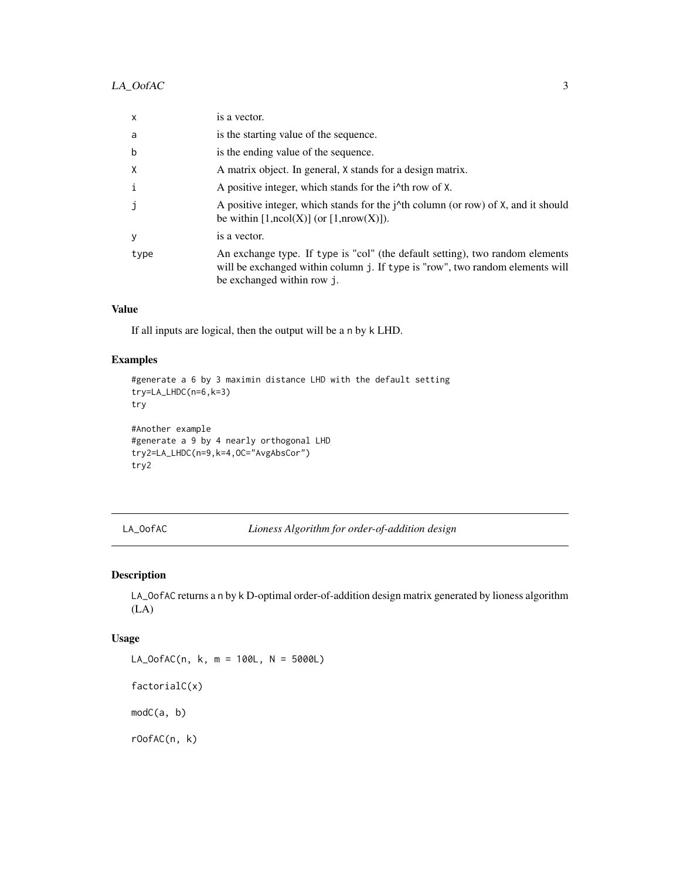| | |
|---|---|
| x | is a vector. |
| a | is the starting value of the sequence. |
| b | is the ending value of the sequence. |
| X | A matrix object. In general, X stands for a design matrix. |
| i | A positive integer, which stands for the i^th row of X. |
| j | A positive integer, which stands for the j^th column (or row) of X, and it should be within [1,ncol(X)] (or [1,nrow(X)]). |
| y | is a vector. |
| type | An exchange type. If type is "col" (the default setting), two random elements will be exchanged within column j. If type is "row", two random elements will be exchanged within row j. |

### Value

If all inputs are logical, then the output will be a n by k LHD.

### Examples

```
#generate a 6 by 3 maximin distance LHD with the default setting
try=LA_LHDC(n=6,k=3)
try

#Another example
#generate a 9 by 4 nearly orthogonal LHD
try2=LA_LHDC(n=9,k=4,OC="AvgAbsCor")
try2
```

---

## LA_OofAC    *Lioness Algorithm for order-of-addition design*

### Description

LA_OofAC returns a n by k D-optimal order-of-addition design matrix generated by lioness algorithm (LA)

### Usage

```
LA_OofAC(n, k, m = 100L, N = 5000L)

factorialC(x)

modC(a, b)

rOofAC(n, k)
```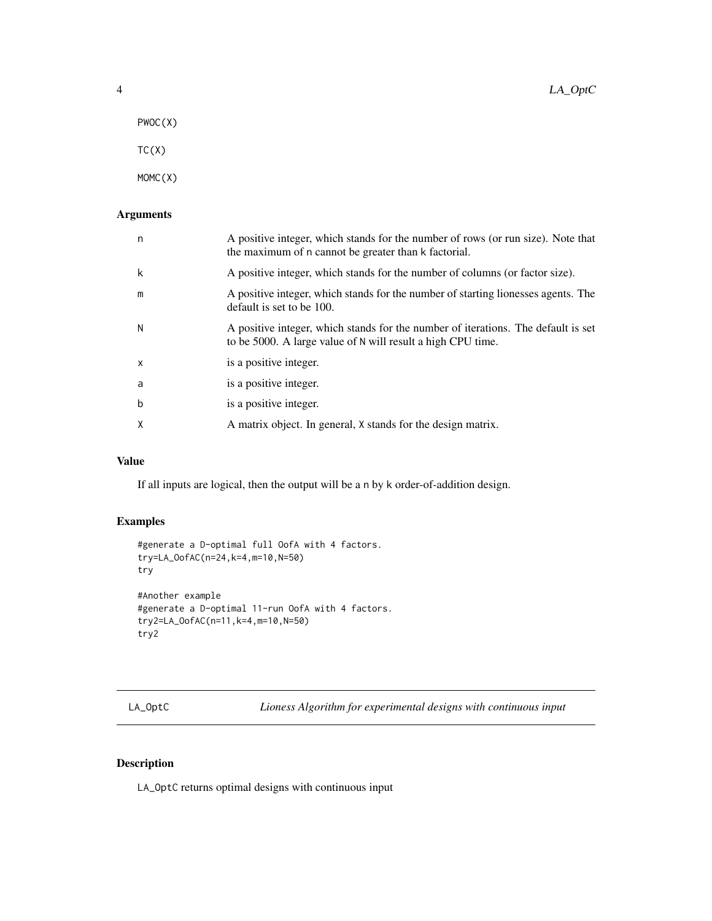```
PWOC(X)

TC(X)

MOMC(X)
```

## Arguments

| | |
|---|---|
| n | A positive integer, which stands for the number of rows (or run size). Note that the maximum of n cannot be greater than k factorial. |
| k | A positive integer, which stands for the number of columns (or factor size). |
| m | A positive integer, which stands for the number of starting lionesses agents. The default is set to be 100. |
| N | A positive integer, which stands for the number of iterations. The default is set to be 5000. A large value of N will result a high CPU time. |
| x | is a positive integer. |
| a | is a positive integer. |
| b | is a positive integer. |
| X | A matrix object. In general, X stands for the design matrix. |

## Value

If all inputs are logical, then the output will be a n by k order-of-addition design.

## Examples

```
#generate a D-optimal full OofA with 4 factors.
try=LA_OofAC(n=24,k=4,m=10,N=50)
try

#Another example
#generate a D-optimal 11-run OofA with 4 factors.
try2=LA_OofAC(n=11,k=4,m=10,N=50)
try2
```

---

# LA_OptC — *Lioness Algorithm for experimental designs with continuous input*

---

## Description

LA_OptC returns optimal designs with continuous input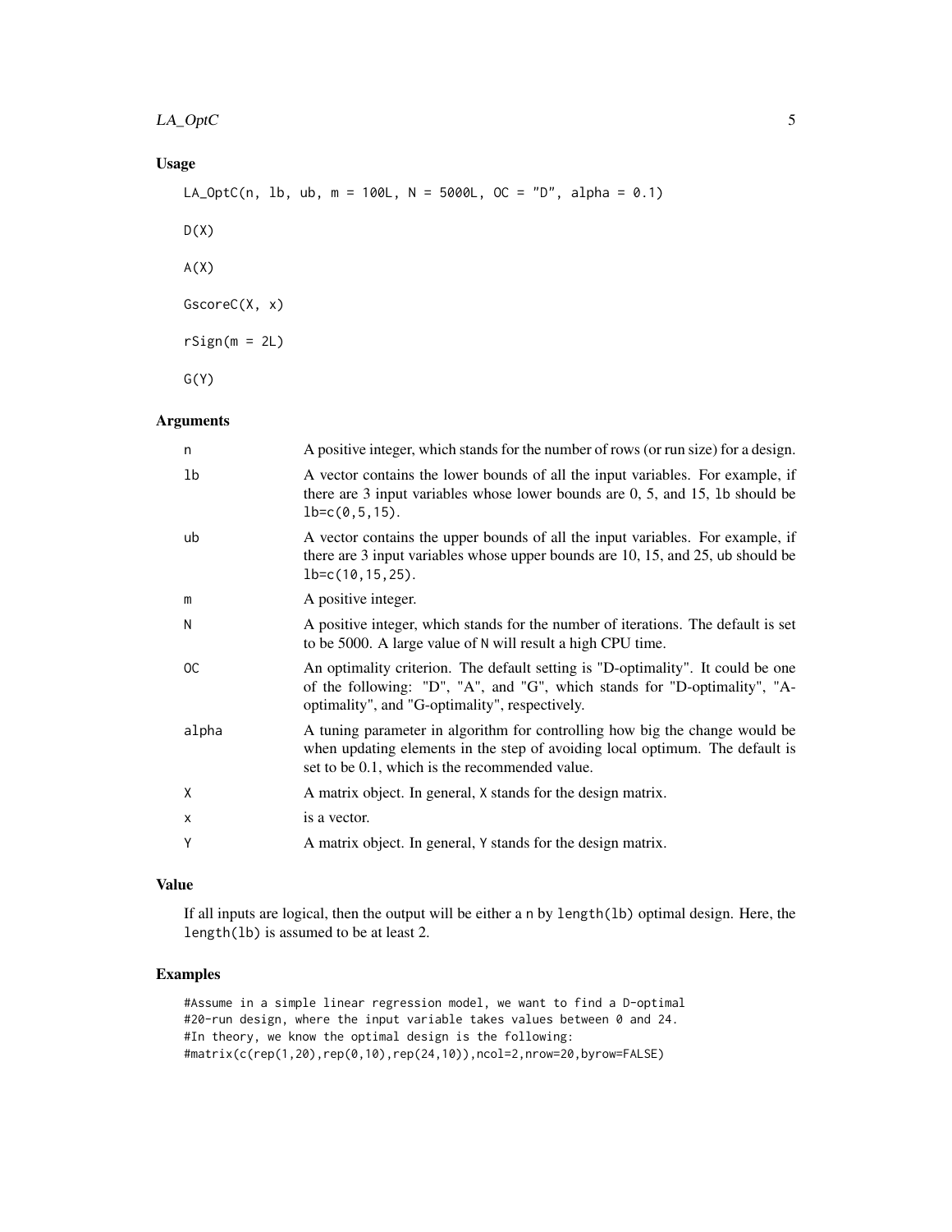### Usage

```
LA_OptC(n, lb, ub, m = 100L, N = 5000L, OC = "D", alpha = 0.1)

D(X)

A(X)

GscoreC(X, x)

rSign(m = 2L)

G(Y)
```

### Arguments

| | |
|---|---|
| n | A positive integer, which stands for the number of rows (or run size) for a design. |
| lb | A vector contains the lower bounds of all the input variables. For example, if there are 3 input variables whose lower bounds are 0, 5, and 15, lb should be lb=c(0,5,15). |
| ub | A vector contains the upper bounds of all the input variables. For example, if there are 3 input variables whose upper bounds are 10, 15, and 25, ub should be lb=c(10,15,25). |
| m | A positive integer. |
| N | A positive integer, which stands for the number of iterations. The default is set to be 5000. A large value of N will result a high CPU time. |
| OC | An optimality criterion. The default setting is "D-optimality". It could be one of the following: "D", "A", and "G", which stands for "D-optimality", "A-optimality", and "G-optimality", respectively. |
| alpha | A tuning parameter in algorithm for controlling how big the change would be when updating elements in the step of avoiding local optimum. The default is set to be 0.1, which is the recommended value. |
| X | A matrix object. In general, X stands for the design matrix. |
| x | is a vector. |
| Y | A matrix object. In general, Y stands for the design matrix. |

### Value

If all inputs are logical, then the output will be either a n by length(lb) optimal design. Here, the length(lb) is assumed to be at least 2.

### Examples

```
#Assume in a simple linear regression model, we want to find a D-optimal
#20-run design, where the input variable takes values between 0 and 24.
#In theory, we know the optimal design is the following:
#matrix(c(rep(1,20),rep(0,10),rep(24,10)),ncol=2,nrow=20,byrow=FALSE)
```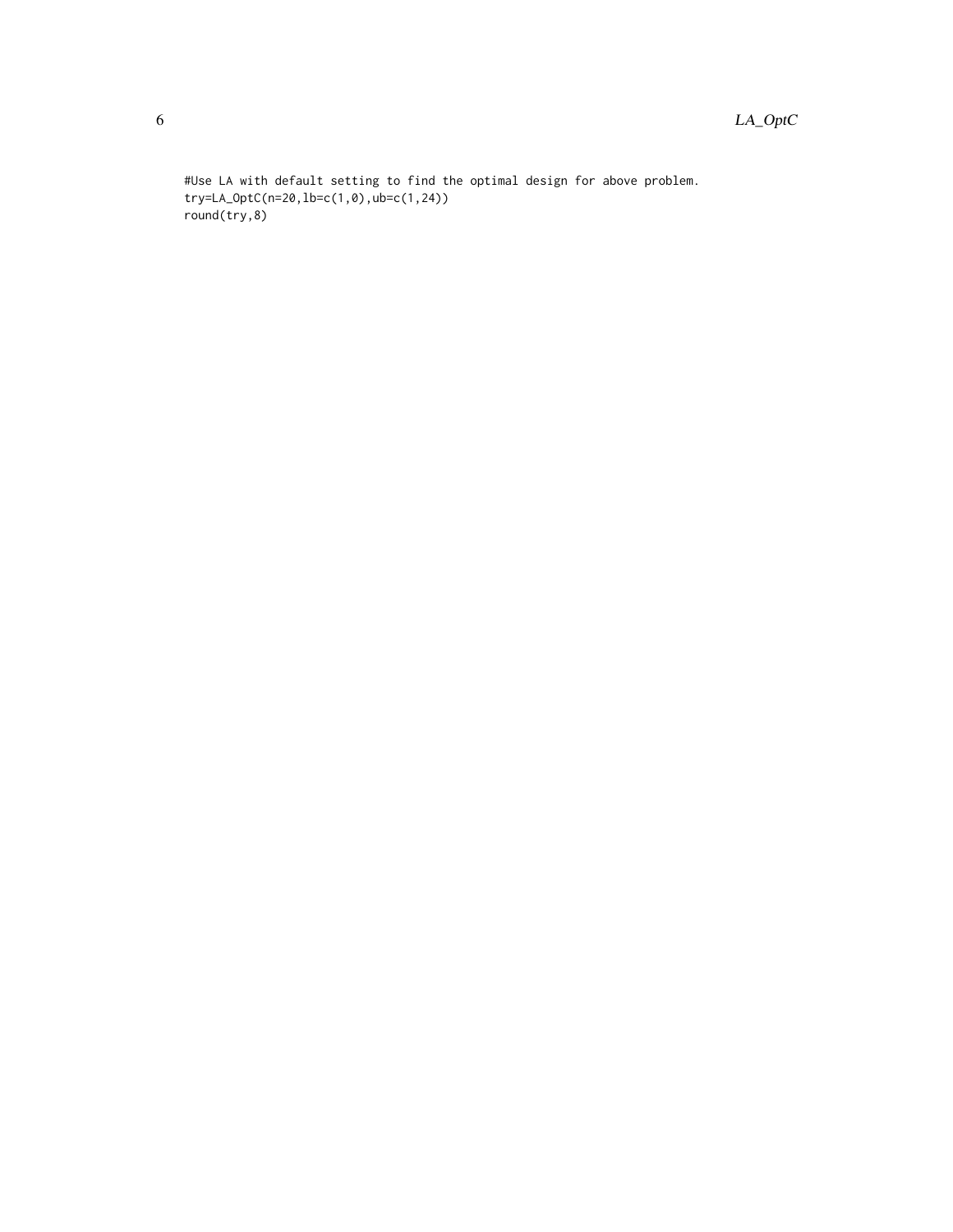```
#Use LA with default setting to find the optimal design for above problem.
try=LA_OptC(n=20,lb=c(1,0),ub=c(1,24))
round(try,8)
```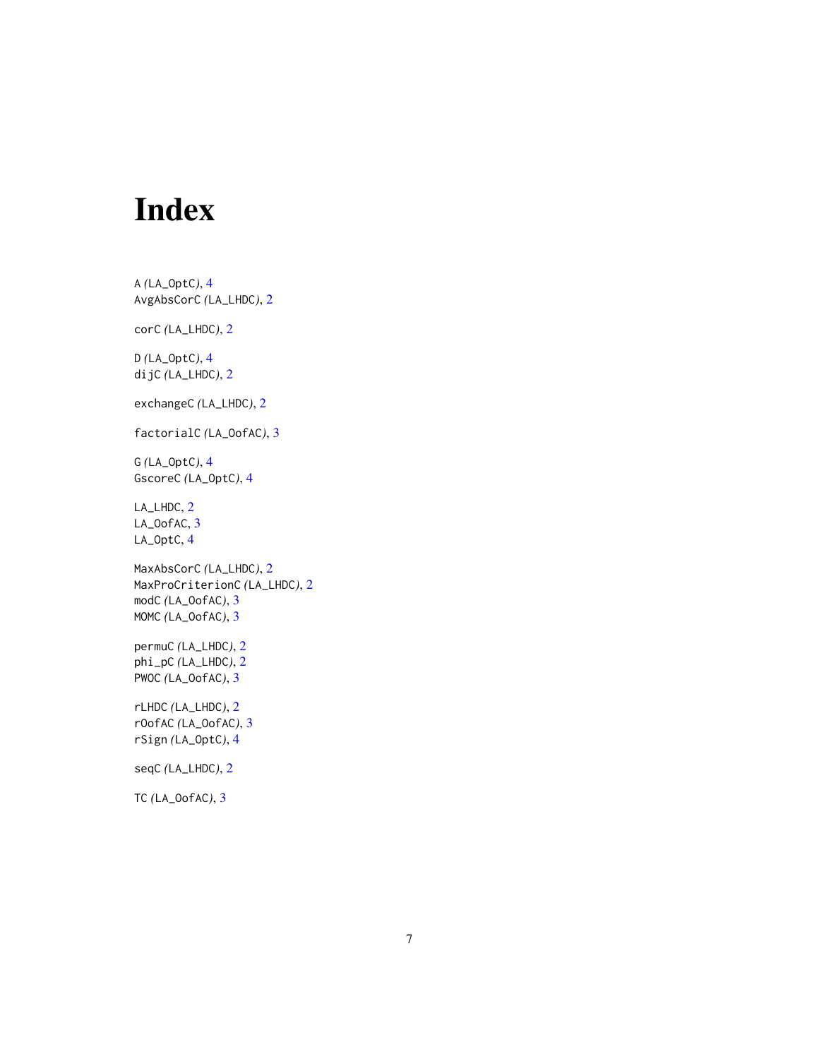# Index

A (LA_OptC), 4
AvgAbsCorC (LA_LHDC), 2

corC (LA_LHDC), 2

D (LA_OptC), 4
dijC (LA_LHDC), 2

exchangeC (LA_LHDC), 2

factorialC (LA_OofAC), 3

G (LA_OptC), 4
GscoreC (LA_OptC), 4

LA_LHDC, 2
LA_OofAC, 3
LA_OptC, 4

MaxAbsCorC (LA_LHDC), 2
MaxProCriterionC (LA_LHDC), 2
modC (LA_OofAC), 3
MOMC (LA_OofAC), 3

permuC (LA_LHDC), 2
phi_pC (LA_LHDC), 2
PWOC (LA_OofAC), 3

rLHDC (LA_LHDC), 2
rOofAC (LA_OofAC), 3
rSign (LA_OptC), 4

seqC (LA_LHDC), 2

TC (LA_OofAC), 3